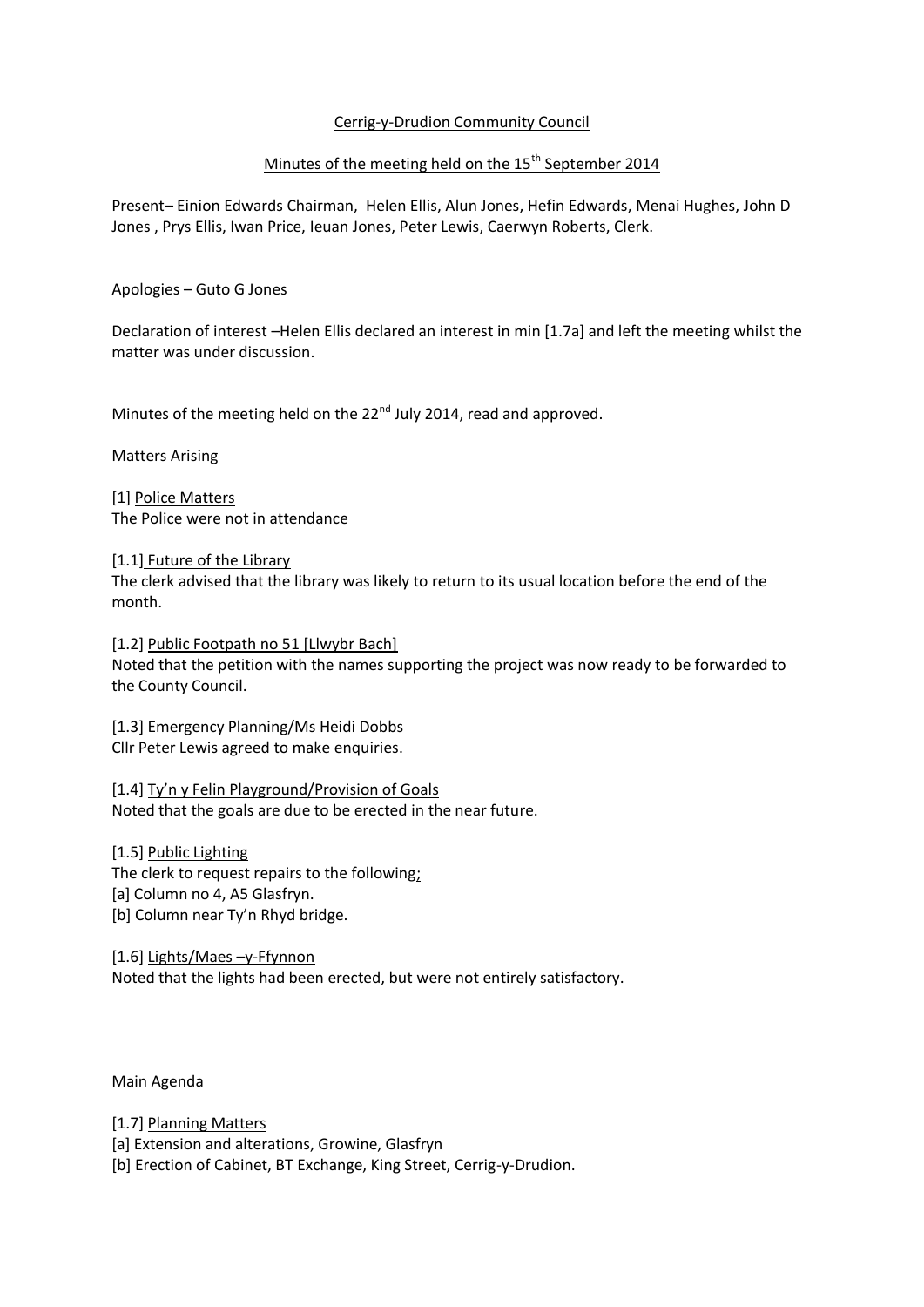Cerrig-y-Drudion Community Council

Minutes of the meeting held on the 15th September 2014

Present– Einion Edwards Chairman, Helen Ellis, Alun Jones, Hefin Edwards, Menai Hughes, John D Jones , Prys Ellis, Iwan Price, Ieuan Jones, Peter Lewis, Caerwyn Roberts, Clerk.

Apologies – Guto G Jones

Declaration of interest –Helen Ellis declared an interest in min [1.7a] and left the meeting whilst the matter was under discussion.

Minutes of the meeting held on the 22nd July 2014, read and approved.

Matters Arising

[1] Police Matters
The Police were not in attendance

[1.1] Future of the Library
The clerk advised that the library was likely to return to its usual location before the end of the month.

[1.2] Public Footpath no 51 [Llwybr Bach]
Noted that the petition with the names supporting the project was now ready to be forwarded to the County Council.

[1.3] Emergency Planning/Ms Heidi Dobbs
Cllr Peter Lewis agreed to make enquiries.

[1.4] Ty'n y Felin Playground/Provision of Goals
Noted that the goals are due to be erected in the near future.

[1.5] Public Lighting
The clerk to request repairs to the following;
[a] Column no 4, A5 Glasfryn.
[b] Column near Ty'n Rhyd bridge.

[1.6] Lights/Maes –y-Ffynnon
Noted that the lights had been erected, but were not entirely satisfactory.

Main Agenda

[1.7] Planning Matters
[a] Extension and alterations, Growine, Glasfryn
[b] Erection of Cabinet, BT Exchange, King Street, Cerrig-y-Drudion.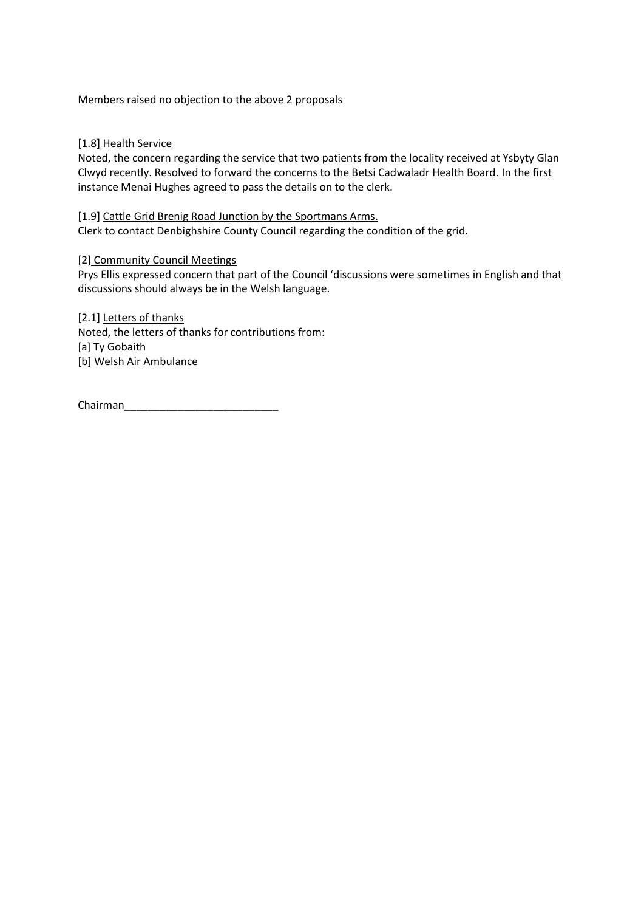Members raised no objection to the above 2 proposals

[1.8] Health Service
Noted, the concern regarding the service that two patients from the locality received at Ysbyty Glan Clwyd recently. Resolved to forward the concerns to the Betsi Cadwaladr Health Board. In the first instance Menai Hughes agreed to pass the details on to the clerk.

[1.9] Cattle Grid Brenig Road Junction by the Sportmans Arms.
Clerk to contact Denbighshire County Council regarding the condition of the grid.

[2] Community Council Meetings
Prys Ellis expressed concern that part of the Council 'discussions were sometimes in English and that discussions should always be in the Welsh language.

[2.1] Letters of thanks
Noted, the letters of thanks for contributions from:
[a] Ty Gobaith
[b] Welsh Air Ambulance

Chairman__________________________